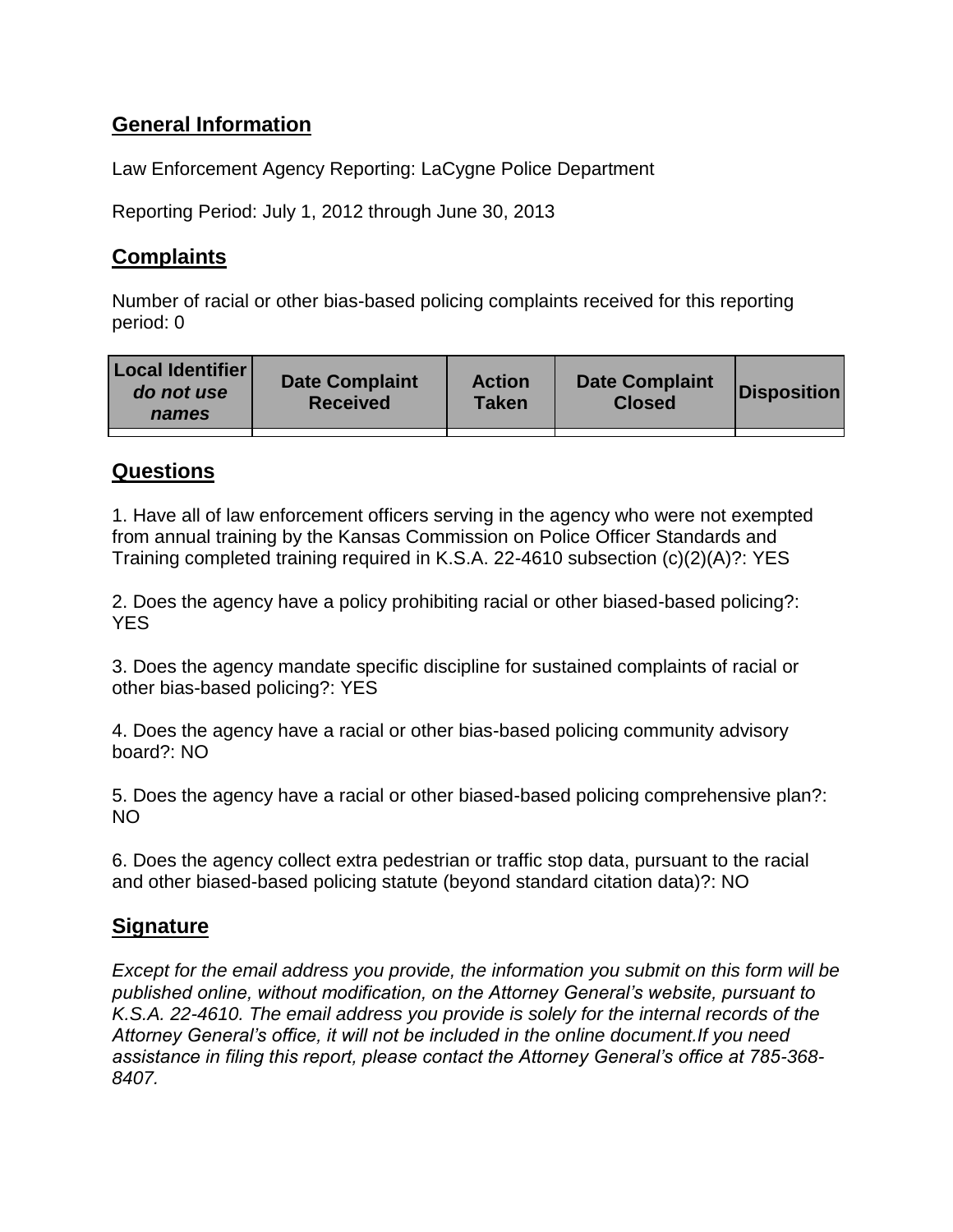## General Information

Law Enforcement Agency Reporting: LaCygne Police Department

Reporting Period: July 1, 2012 through June 30, 2013

## Complaints

Number of racial or other bias-based policing complaints received for this reporting period: 0

| Local Identifier *do not use names* | Date Complaint Received | Action Taken | Date Complaint Closed | Disposition |
|---|---|---|---|---|
| | | | | |

## Questions

1. Have all of law enforcement officers serving in the agency who were not exempted from annual training by the Kansas Commission on Police Officer Standards and Training completed training required in K.S.A. 22-4610 subsection (c)(2)(A)?: YES

2. Does the agency have a policy prohibiting racial or other biased-based policing?: YES

3. Does the agency mandate specific discipline for sustained complaints of racial or other bias-based policing?: YES

4. Does the agency have a racial or other bias-based policing community advisory board?: NO

5. Does the agency have a racial or other biased-based policing comprehensive plan?: NO

6. Does the agency collect extra pedestrian or traffic stop data, pursuant to the racial and other biased-based policing statute (beyond standard citation data)?: NO

## Signature

*Except for the email address you provide, the information you submit on this form will be published online, without modification, on the Attorney General's website, pursuant to K.S.A. 22-4610. The email address you provide is solely for the internal records of the Attorney General's office, it will not be included in the online document.If you need assistance in filing this report, please contact the Attorney General's office at 785-368-8407.*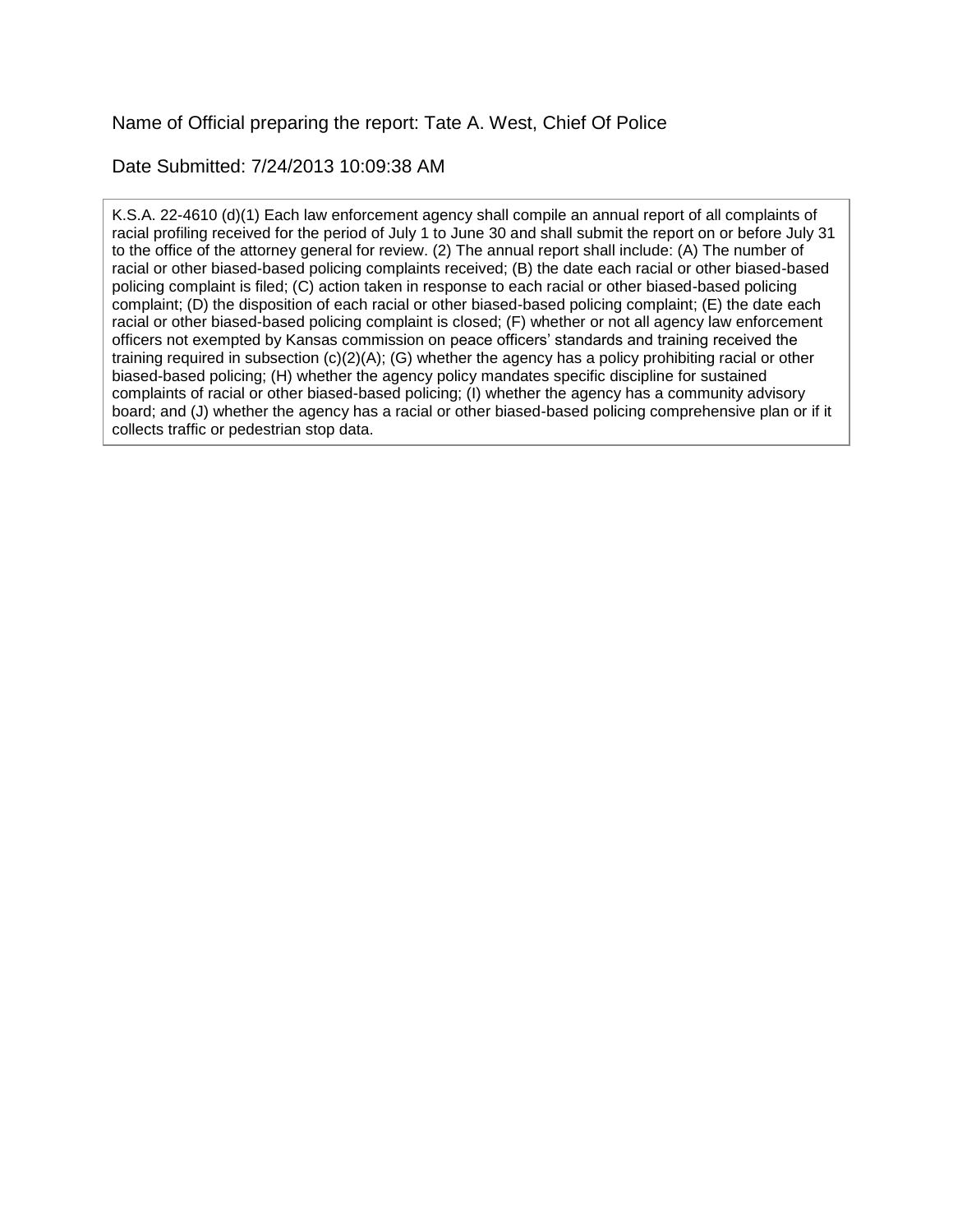Name of Official preparing the report: Tate A. West, Chief Of Police

Date Submitted: 7/24/2013 10:09:38 AM

K.S.A. 22-4610 (d)(1) Each law enforcement agency shall compile an annual report of all complaints of racial profiling received for the period of July 1 to June 30 and shall submit the report on or before July 31 to the office of the attorney general for review. (2) The annual report shall include: (A) The number of racial or other biased-based policing complaints received; (B) the date each racial or other biased-based policing complaint is filed; (C) action taken in response to each racial or other biased-based policing complaint; (D) the disposition of each racial or other biased-based policing complaint; (E) the date each racial or other biased-based policing complaint is closed; (F) whether or not all agency law enforcement officers not exempted by Kansas commission on peace officers' standards and training received the training required in subsection (c)(2)(A); (G) whether the agency has a policy prohibiting racial or other biased-based policing; (H) whether the agency policy mandates specific discipline for sustained complaints of racial or other biased-based policing; (I) whether the agency has a community advisory board; and (J) whether the agency has a racial or other biased-based policing comprehensive plan or if it collects traffic or pedestrian stop data.